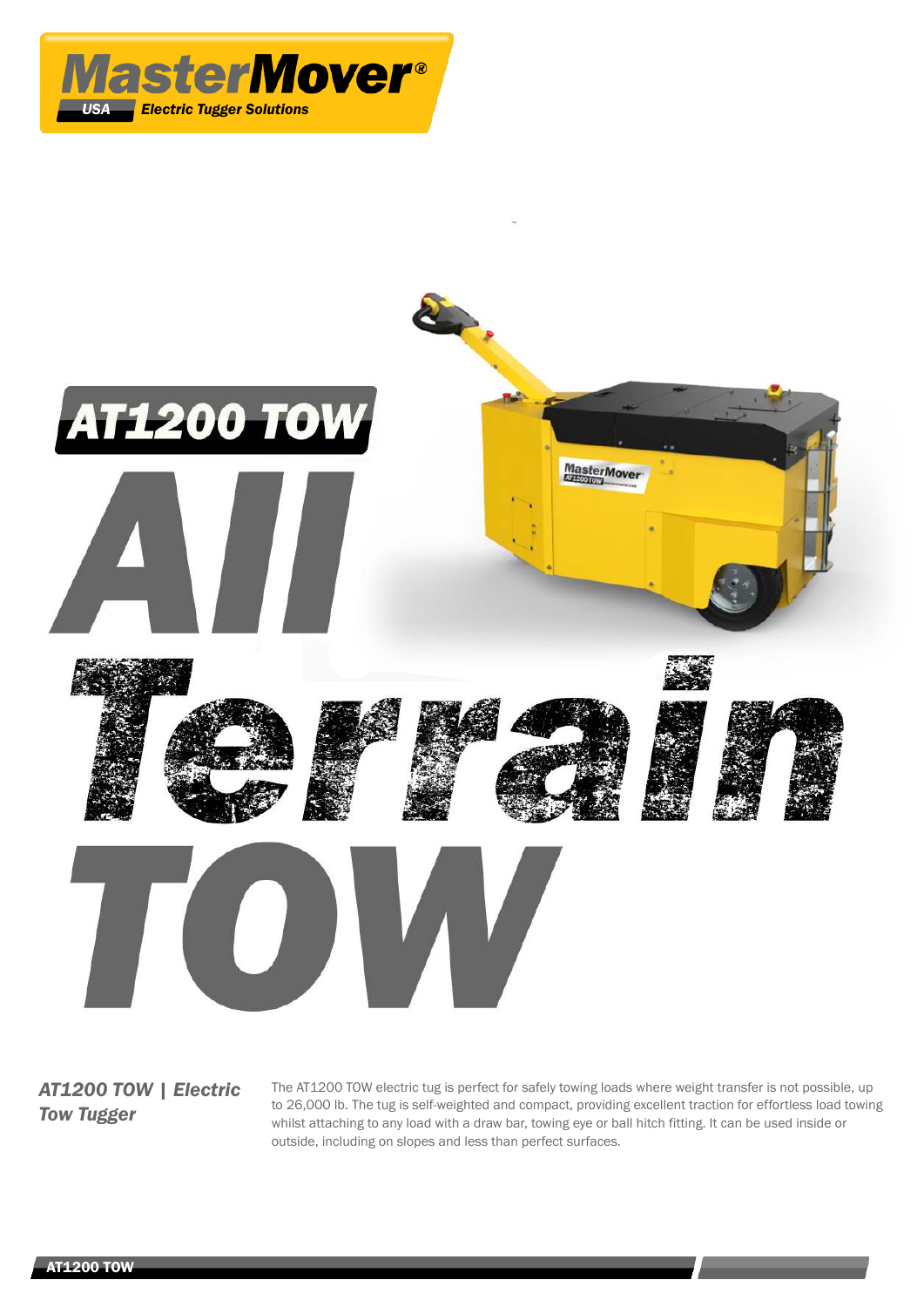MasterMover® USA Electric Tugger Solutions

# AT1200 TOW

# All Terrain TOW

## *AT1200 TOW | Electric Tow Tugger*

The AT1200 TOW electric tug is perfect for safely towing loads where weight transfer is not possible, up to 26,000 lb. The tug is self-weighted and compact, providing excellent traction for effortless load towing whilst attaching to any load with a draw bar, towing eye or ball hitch fitting. It can be used inside or outside, including on slopes and less than perfect surfaces.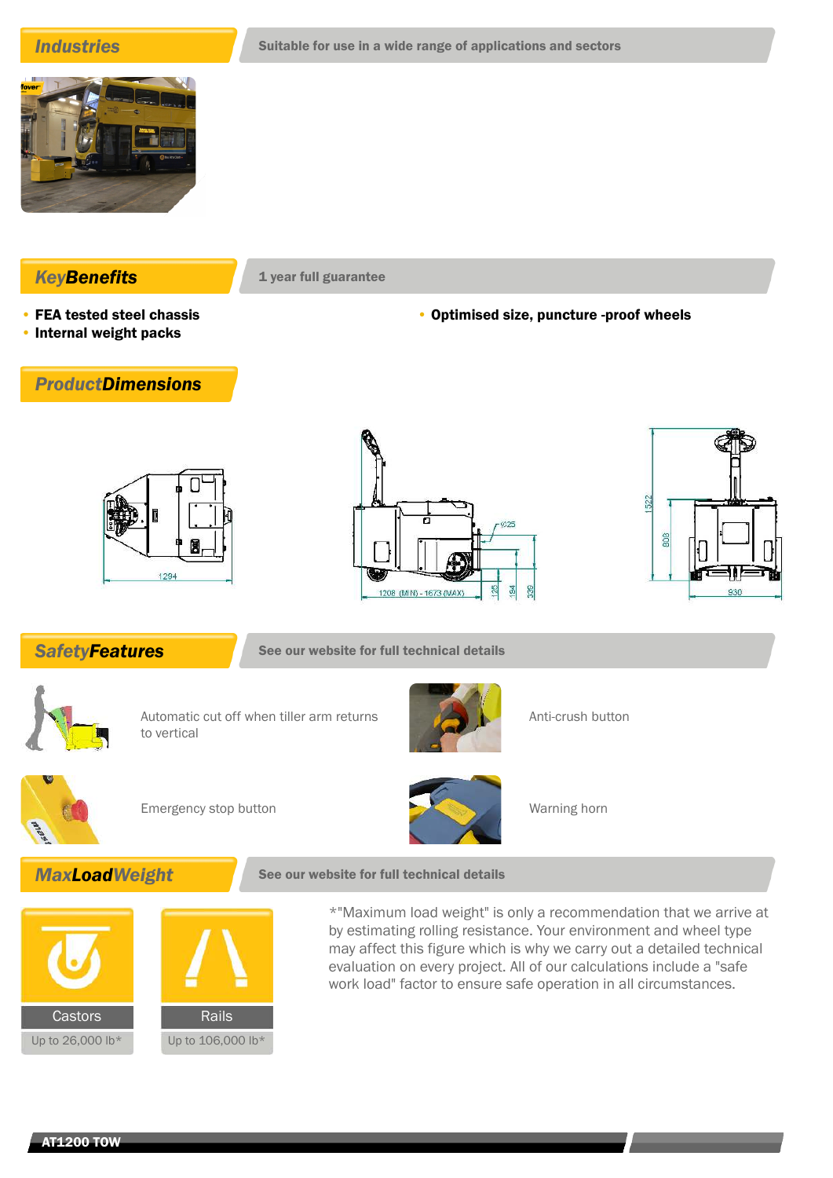## Industries

Suitable for use in a wide range of applications and sectors

## KeyBenefits

1 year full guarantee

- FEA tested steel chassis
- Internal weight packs
- Optimised size, puncture -proof wheels

## ProductDimensions

1294

1208 (MIN) - 1673 (MAX)

Ø25

125

194

339

1522

808

930

## SafetyFeatures

See our website for full technical details

Automatic cut off when tiller arm returns to vertical

Anti-crush button

Emergency stop button

Warning horn

## MaxLoadWeight

See our website for full technical details

| Castors | Rails |
| --- | --- |
| Up to 26,000 lb* | Up to 106,000 lb* |

*"Maximum load weight" is only a recommendation that we arrive at by estimating rolling resistance. Your environment and wheel type may affect this figure which is why we carry out a detailed technical evaluation on every project. All of our calculations include a "safe work load" factor to ensure safe operation in all circumstances.

AT1200 TOW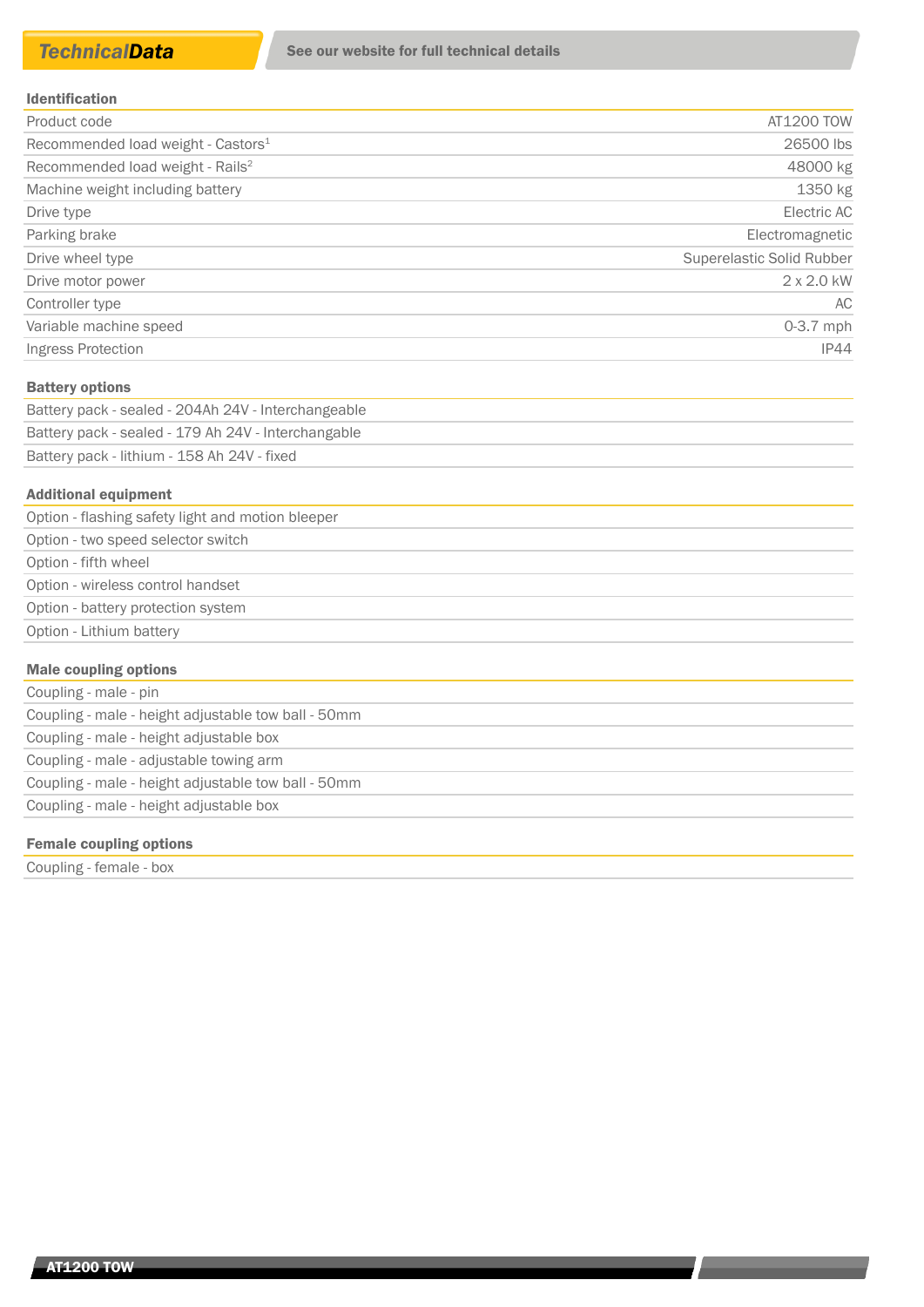# TechnicalData

See our website for full technical details

| Identification | |
|---|---|
| Product code | AT1200 TOW |
| Recommended load weight - Castors[1] | 26500 lbs |
| Recommended load weight - Rails[2] | 48000 kg |
| Machine weight including battery | 1350 kg |
| Drive type | Electric AC |
| Parking brake | Electromagnetic |
| Drive wheel type | Superelastic Solid Rubber |
| Drive motor power | 2 x 2.0 kW |
| Controller type | AC |
| Variable machine speed | 0-3.7 mph |
| Ingress Protection | IP44 |

| Battery options |
|---|
| Battery pack - sealed - 204Ah 24V - Interchangeable |
| Battery pack - sealed - 179 Ah 24V - Interchangable |
| Battery pack - lithium - 158 Ah 24V - fixed |

| Additional equipment |
|---|
| Option - flashing safety light and motion bleeper |
| Option - two speed selector switch |
| Option - fifth wheel |
| Option - wireless control handset |
| Option - battery protection system |
| Option - Lithium battery |

| Male coupling options |
|---|
| Coupling - male - pin |
| Coupling - male - height adjustable tow ball - 50mm |
| Coupling - male - height adjustable box |
| Coupling - male - adjustable towing arm |
| Coupling - male - height adjustable tow ball - 50mm |
| Coupling - male - height adjustable box |

| Female coupling options |
|---|
| Coupling - female - box |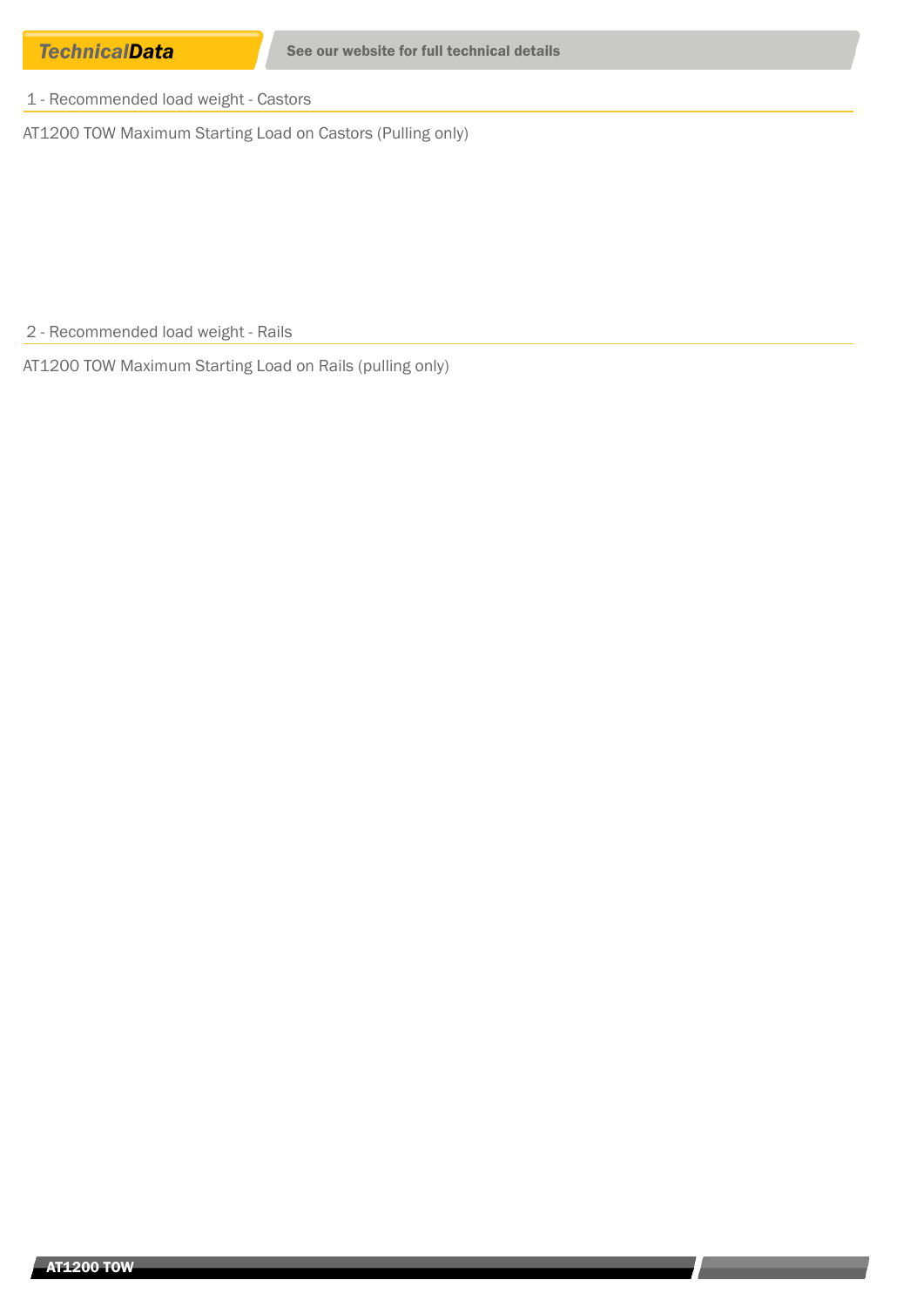## 1 - Recommended load weight - Castors

AT1200 TOW Maximum Starting Load on Castors (Pulling only)

## 2 - Recommended load weight - Rails

AT1200 TOW Maximum Starting Load on Rails (pulling only)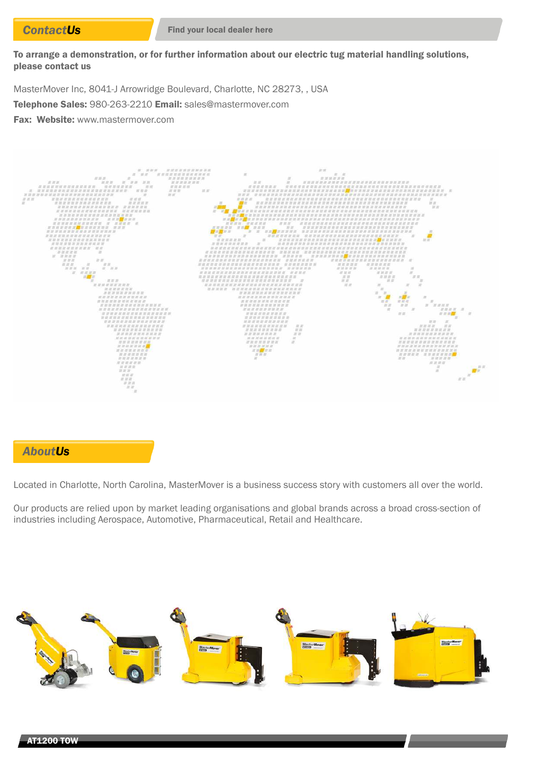## *Contact*Us

Find your local dealer here

**To arrange a demonstration, or for further information about our electric tug material handling solutions, please contact us**

MasterMover Inc, 8041-J Arrowridge Boulevard, Charlotte, NC 28273, , USA

**Telephone Sales:** 980-263-2210 **Email:** sales@mastermover.com

**Fax:** **Website:** www.mastermover.com

## *About*Us

Located in Charlotte, North Carolina, MasterMover is a business success story with customers all over the world.

Our products are relied upon by market leading organisations and global brands across a broad cross-section of industries including Aerospace, Automotive, Pharmaceutical, Retail and Healthcare.